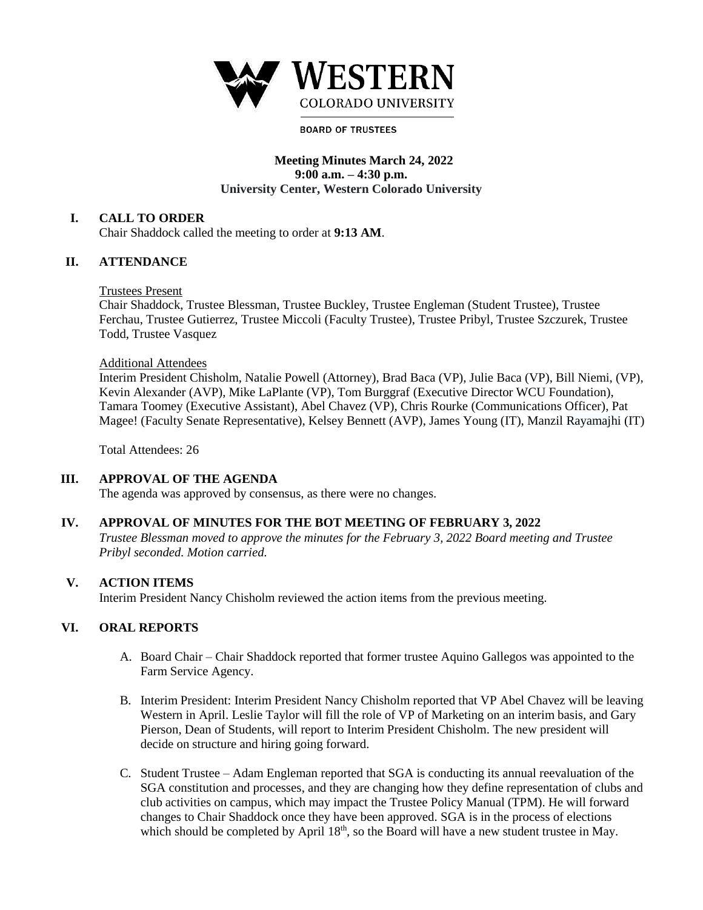# WESTERN COLORADO UNIVERSITY

BOARD OF TRUSTEES

**Meeting Minutes March 24, 2022**
**9:00 a.m. – 4:30 p.m.**
**University Center, Western Colorado University**

## I. CALL TO ORDER

Chair Shaddock called the meeting to order at **9:13 AM**.

## II. ATTENDANCE

Trustees Present

Chair Shaddock, Trustee Blessman, Trustee Buckley, Trustee Engleman (Student Trustee), Trustee Ferchau, Trustee Gutierrez, Trustee Miccoli (Faculty Trustee), Trustee Pribyl, Trustee Szczurek, Trustee Todd, Trustee Vasquez

Additional Attendees

Interim President Chisholm, Natalie Powell (Attorney), Brad Baca (VP), Julie Baca (VP), Bill Niemi, (VP), Kevin Alexander (AVP), Mike LaPlante (VP), Tom Burggraf (Executive Director WCU Foundation), Tamara Toomey (Executive Assistant), Abel Chavez (VP), Chris Rourke (Communications Officer), Pat Magee! (Faculty Senate Representative), Kelsey Bennett (AVP), James Young (IT), Manzil Rayamajhi (IT)

Total Attendees: 26

## III. APPROVAL OF THE AGENDA

The agenda was approved by consensus, as there were no changes.

## IV. APPROVAL OF MINUTES FOR THE BOT MEETING OF FEBRUARY 3, 2022

*Trustee Blessman moved to approve the minutes for the February 3, 2022 Board meeting and Trustee Pribyl seconded. Motion carried.*

## V. ACTION ITEMS

Interim President Nancy Chisholm reviewed the action items from the previous meeting.

## VI. ORAL REPORTS

A. Board Chair – Chair Shaddock reported that former trustee Aquino Gallegos was appointed to the Farm Service Agency.

B. Interim President: Interim President Nancy Chisholm reported that VP Abel Chavez will be leaving Western in April. Leslie Taylor will fill the role of VP of Marketing on an interim basis, and Gary Pierson, Dean of Students, will report to Interim President Chisholm. The new president will decide on structure and hiring going forward.

C. Student Trustee – Adam Engleman reported that SGA is conducting its annual reevaluation of the SGA constitution and processes, and they are changing how they define representation of clubs and club activities on campus, which may impact the Trustee Policy Manual (TPM). He will forward changes to Chair Shaddock once they have been approved. SGA is in the process of elections which should be completed by April 18th, so the Board will have a new student trustee in May.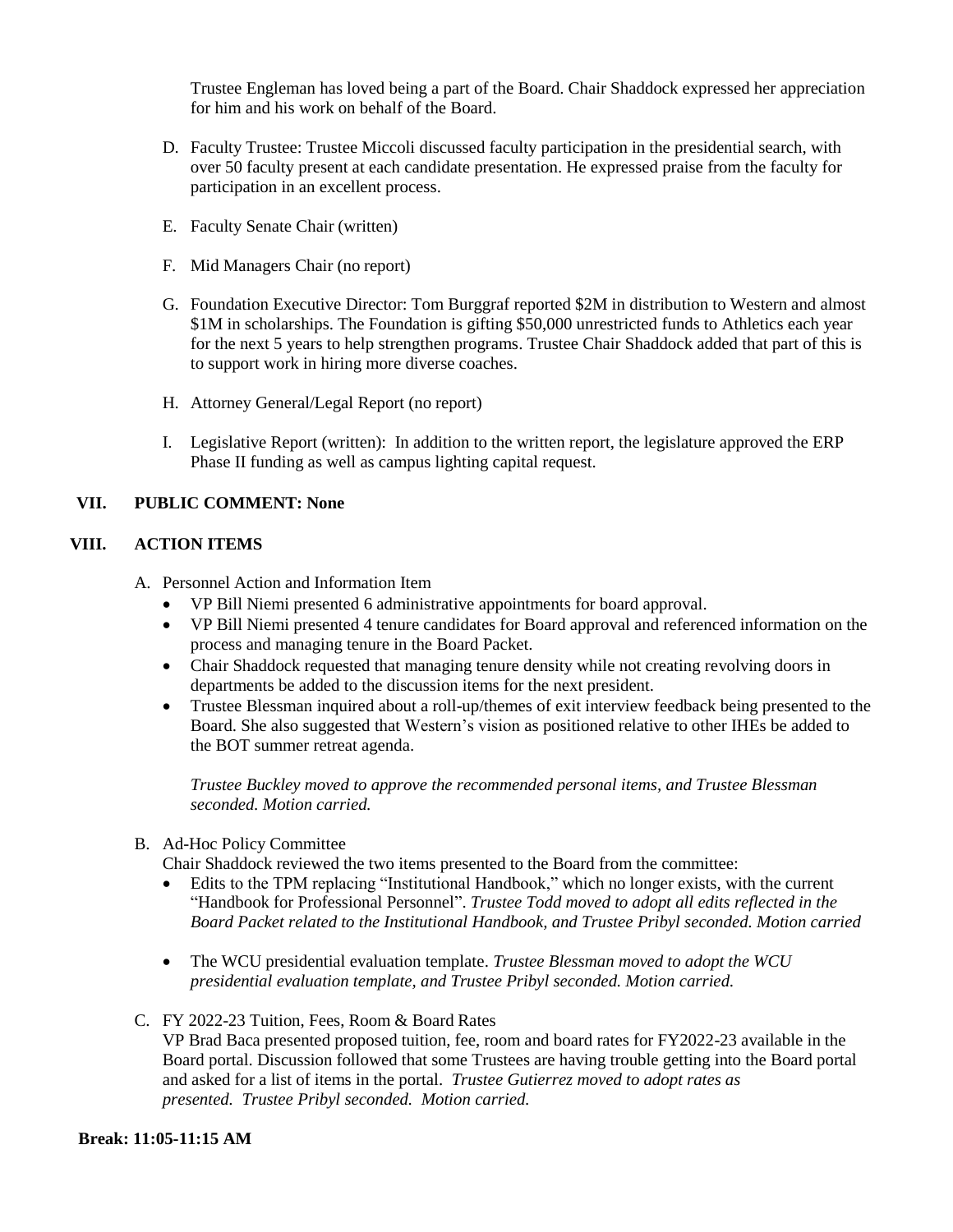Trustee Engleman has loved being a part of the Board. Chair Shaddock expressed her appreciation for him and his work on behalf of the Board.

D. Faculty Trustee: Trustee Miccoli discussed faculty participation in the presidential search, with over 50 faculty present at each candidate presentation. He expressed praise from the faculty for participation in an excellent process.

E. Faculty Senate Chair (written)

F. Mid Managers Chair (no report)

G. Foundation Executive Director: Tom Burggraf reported $2M in distribution to Western and almost $1M in scholarships. The Foundation is gifting $50,000 unrestricted funds to Athletics each year for the next 5 years to help strengthen programs. Trustee Chair Shaddock added that part of this is to support work in hiring more diverse coaches.

H. Attorney General/Legal Report (no report)

I. Legislative Report (written): In addition to the written report, the legislature approved the ERP Phase II funding as well as campus lighting capital request.

## VII. PUBLIC COMMENT: None

## VIII. ACTION ITEMS

A. Personnel Action and Information Item

- VP Bill Niemi presented 6 administrative appointments for board approval.
- VP Bill Niemi presented 4 tenure candidates for Board approval and referenced information on the process and managing tenure in the Board Packet.
- Chair Shaddock requested that managing tenure density while not creating revolving doors in departments be added to the discussion items for the next president.
- Trustee Blessman inquired about a roll-up/themes of exit interview feedback being presented to the Board. She also suggested that Western's vision as positioned relative to other IHEs be added to the BOT summer retreat agenda.

*Trustee Buckley moved to approve the recommended personal items, and Trustee Blessman seconded. Motion carried.*

B. Ad-Hoc Policy Committee

Chair Shaddock reviewed the two items presented to the Board from the committee:

- Edits to the TPM replacing "Institutional Handbook," which no longer exists, with the current "Handbook for Professional Personnel". *Trustee Todd moved to adopt all edits reflected in the Board Packet related to the Institutional Handbook, and Trustee Pribyl seconded. Motion carried*

- The WCU presidential evaluation template. *Trustee Blessman moved to adopt the WCU presidential evaluation template, and Trustee Pribyl seconded. Motion carried.*

C. FY 2022-23 Tuition, Fees, Room & Board Rates

VP Brad Baca presented proposed tuition, fee, room and board rates for FY2022-23 available in the Board portal. Discussion followed that some Trustees are having trouble getting into the Board portal and asked for a list of items in the portal. *Trustee Gutierrez moved to adopt rates as presented. Trustee Pribyl seconded. Motion carried.*

**Break: 11:05-11:15 AM**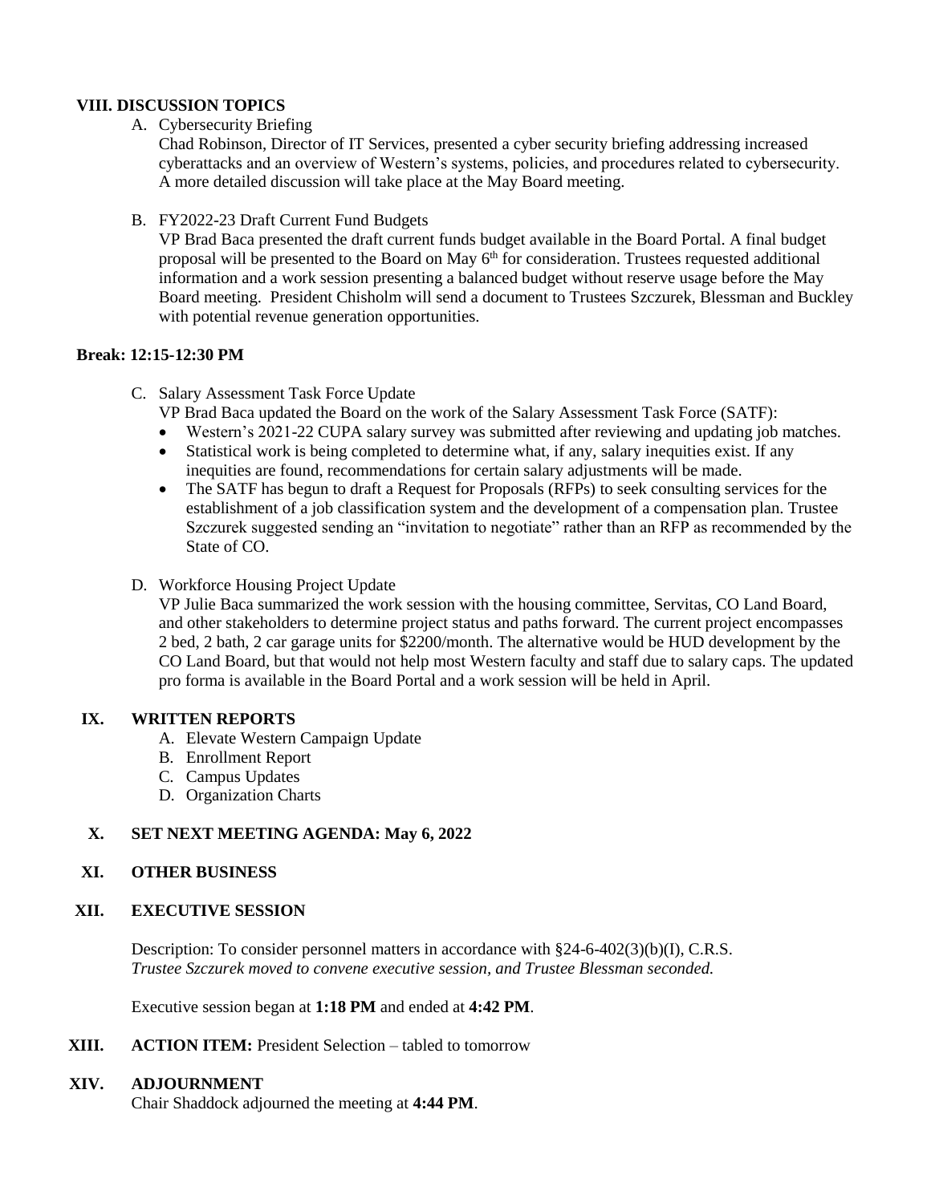## VIII. DISCUSSION TOPICS

A. Cybersecurity Briefing

Chad Robinson, Director of IT Services, presented a cyber security briefing addressing increased cyberattacks and an overview of Western's systems, policies, and procedures related to cybersecurity. A more detailed discussion will take place at the May Board meeting.

B. FY2022-23 Draft Current Fund Budgets

VP Brad Baca presented the draft current funds budget available in the Board Portal. A final budget proposal will be presented to the Board on May 6th for consideration. Trustees requested additional information and a work session presenting a balanced budget without reserve usage before the May Board meeting. President Chisholm will send a document to Trustees Szczurek, Blessman and Buckley with potential revenue generation opportunities.

**Break: 12:15-12:30 PM**

C. Salary Assessment Task Force Update

VP Brad Baca updated the Board on the work of the Salary Assessment Task Force (SATF):

- Western's 2021-22 CUPA salary survey was submitted after reviewing and updating job matches.
- Statistical work is being completed to determine what, if any, salary inequities exist. If any inequities are found, recommendations for certain salary adjustments will be made.
- The SATF has begun to draft a Request for Proposals (RFPs) to seek consulting services for the establishment of a job classification system and the development of a compensation plan. Trustee Szczurek suggested sending an "invitation to negotiate" rather than an RFP as recommended by the State of CO.

D. Workforce Housing Project Update

VP Julie Baca summarized the work session with the housing committee, Servitas, CO Land Board, and other stakeholders to determine project status and paths forward. The current project encompasses 2 bed, 2 bath, 2 car garage units for $2200/month. The alternative would be HUD development by the CO Land Board, but that would not help most Western faculty and staff due to salary caps. The updated pro forma is available in the Board Portal and a work session will be held in April.

## IX. WRITTEN REPORTS

A. Elevate Western Campaign Update
B. Enrollment Report
C. Campus Updates
D. Organization Charts

## X. SET NEXT MEETING AGENDA: May 6, 2022

## XI. OTHER BUSINESS

## XII. EXECUTIVE SESSION

Description: To consider personnel matters in accordance with §24-6-402(3)(b)(I), C.R.S.
*Trustee Szczurek moved to convene executive session, and Trustee Blessman seconded.*

Executive session began at **1:18 PM** and ended at **4:42 PM**.

## XIII. ACTION ITEM: President Selection – tabled to tomorrow

## XIV. ADJOURNMENT

Chair Shaddock adjourned the meeting at **4:44 PM**.